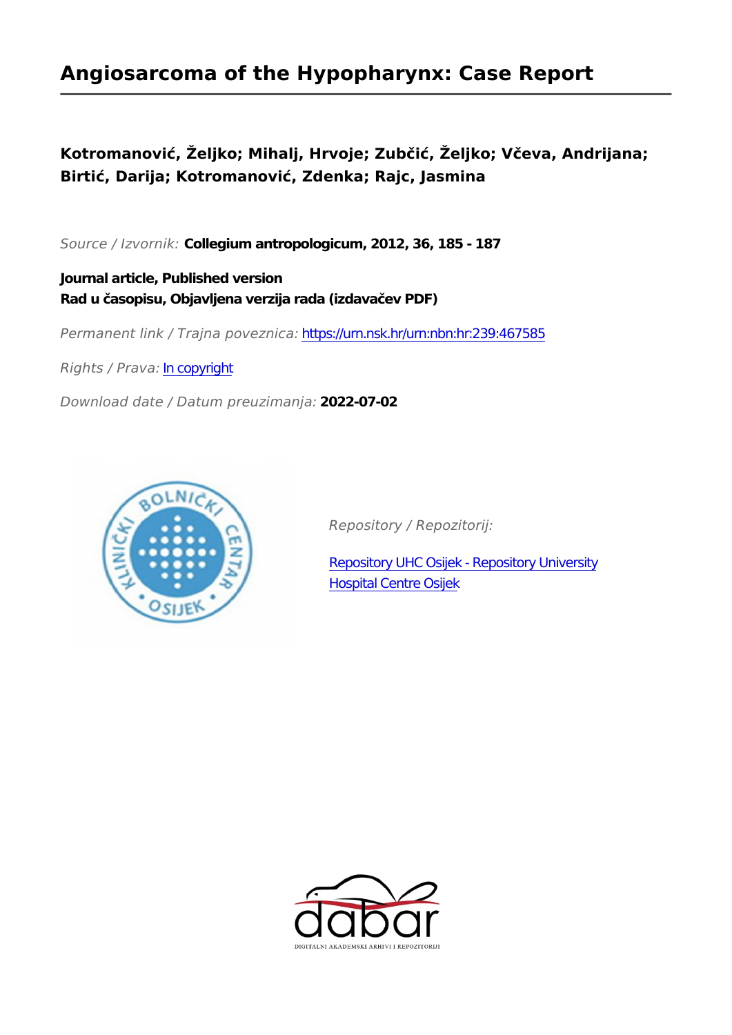# Angiosarcoma of the Hypopharynx: Case Report

**Kotromanović, Željko; Mihalj, Hrvoje; Zubčić, Željko; Včeva, Andrijana; Birtić, Darija; Kotromanović, Zdenka; Rajc, Jasmina**

*Source / Izvornik:* **Collegium antropologicum, 2012, 36, 185 - 187**

**Journal article, Published version**
**Rad u časopisu, Objavljena verzija rada (izdavačev PDF)**

*Permanent link / Trajna poveznica:* https://urn.nsk.hr/urn:nbn:hr:239:467585

*Rights / Prava:* In copyright

*Download date / Datum preuzimanja:* **2022-07-02**

*Repository / Repozitorij:*

Repository UHC Osijek - Repository University Hospital Centre Osijek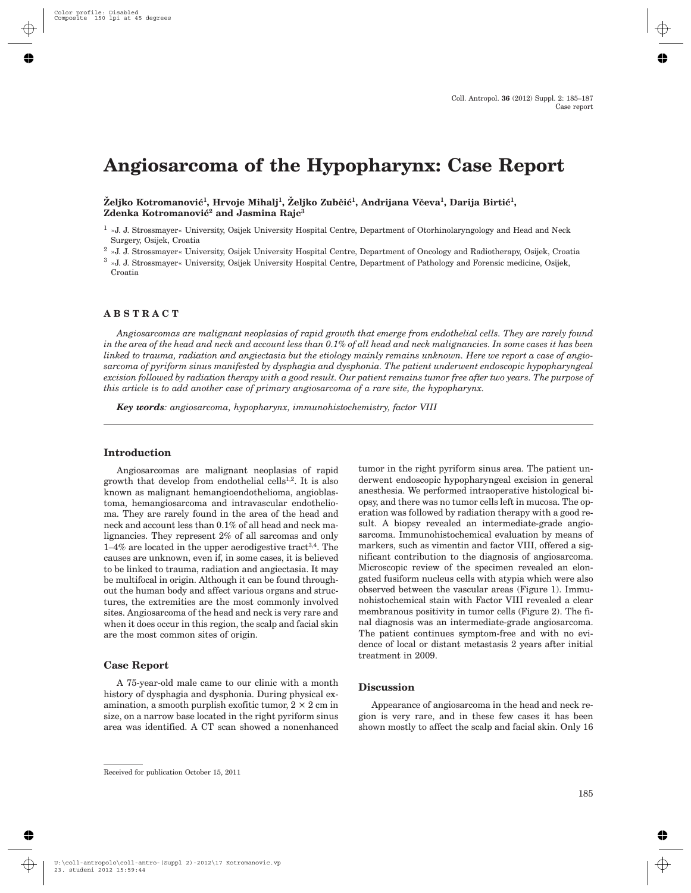# Angiosarcoma of the Hypopharynx: Case Report

**Željko Kotromanović[1], Hrvoje Mihalj[1], Željko Zubčić[1], Andrijana Včeva[1], Darija Birtić[1], Zdenka Kotromanović[2] and Jasmina Rajc[3]**

[1] »J. J. Strossmayer« University, Osijek University Hospital Centre, Department of Otorhinolaryngology and Head and Neck Surgery, Osijek, Croatia

[2] »J. J. Strossmayer« University, Osijek University Hospital Centre, Department of Oncology and Radiotherapy, Osijek, Croatia

[3] »J. J. Strossmayer« University, Osijek University Hospital Centre, Department of Pathology and Forensic medicine, Osijek, Croatia

## A B S T R A C T

*Angiosarcomas are malignant neoplasias of rapid growth that emerge from endothelial cells. They are rarely found in the area of the head and neck and account less than 0.1% of all head and neck malignancies. In some cases it has been linked to trauma, radiation and angiectasia but the etiology mainly remains unknown. Here we report a case of angiosarcoma of pyriform sinus manifested by dysphagia and dysphonia. The patient underwent endoscopic hypopharyngeal excision followed by radiation therapy with a good result. Our patient remains tumor free after two years. The purpose of this article is to add another case of primary angiosarcoma of a rare site, the hypopharynx.*

***Key words****: angiosarcoma, hypopharynx, immunohistochemistry, factor VIII*

## Introduction

Angiosarcomas are malignant neoplasias of rapid growth that develop from endothelial cells[1,2]. It is also known as malignant hemangioendothelioma, angioblastoma, hemangiosarcoma and intravascular endothelioma. They are rarely found in the area of the head and neck and account less than 0.1% of all head and neck malignancies. They represent 2% of all sarcomas and only 1–4% are located in the upper aerodigestive tract[3,4]. The causes are unknown, even if, in some cases, it is believed to be linked to trauma, radiation and angiectasia. It may be multifocal in origin. Although it can be found throughout the human body and affect various organs and structures, the extremities are the most commonly involved sites. Angiosarcoma of the head and neck is very rare and when it does occur in this region, the scalp and facial skin are the most common sites of origin.

## Case Report

A 75-year-old male came to our clinic with a month history of dysphagia and dysphonia. During physical examination, a smooth purplish exofitic tumor, 2 × 2 cm in size, on a narrow base located in the right pyriform sinus area was identified. A CT scan showed a nonenhanced tumor in the right pyriform sinus area. The patient underwent endoscopic hypopharyngeal excision in general anesthesia. We performed intraoperative histological biopsy, and there was no tumor cells left in mucosa. The operation was followed by radiation therapy with a good result. A biopsy revealed an intermediate-grade angiosarcoma. Immunohistochemical evaluation by means of markers, such as vimentin and factor VIII, offered a significant contribution to the diagnosis of angiosarcoma. Microscopic review of the specimen revealed an elongated fusiform nucleus cells with atypia which were also observed between the vascular areas (Figure 1). Immunohistochemical stain with Factor VIII revealed a clear membranous positivity in tumor cells (Figure 2). The final diagnosis was an intermediate-grade angiosarcoma. The patient continues symptom-free and with no evidence of local or distant metastasis 2 years after initial treatment in 2009.

## Discussion

Appearance of angiosarcoma in the head and neck region is very rare, and in these few cases it has been shown mostly to affect the scalp and facial skin. Only 16

Received for publication October 15, 2011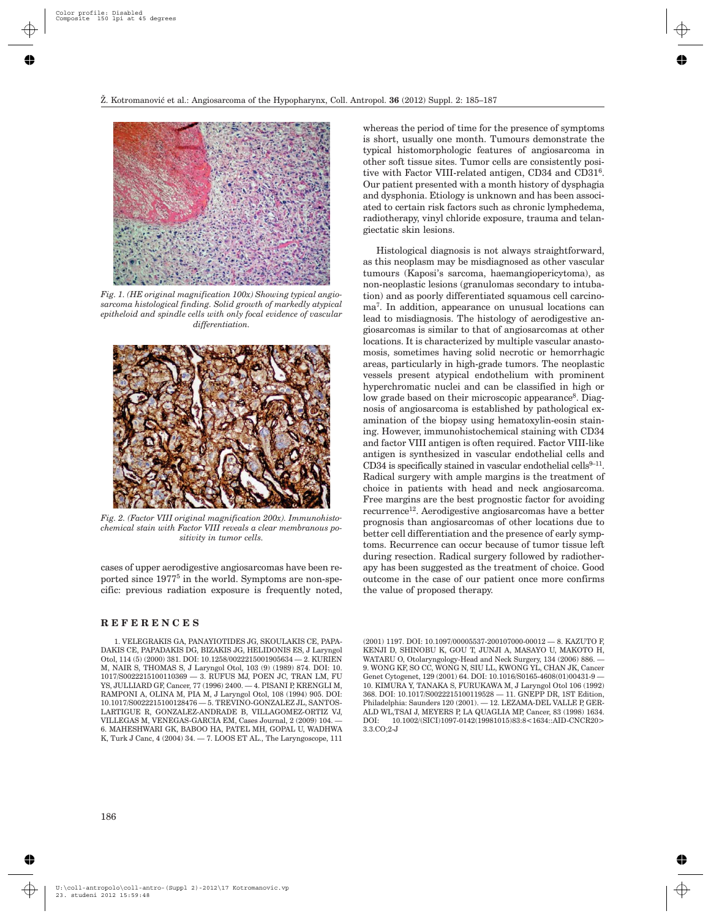Fig. 1. (HE original magnification 100x) Showing typical angiosarcoma histological finding. Solid growth of markedly atypical epitheloid and spindle cells with only focal evidence of vascular differentiation.

Fig. 2. (Factor VIII original magnification 200x). Immunohistochemical stain with Factor VIII reveals a clear membranous positivity in tumor cells.

cases of upper aerodigestive angiosarcomas have been reported since 1977[5] in the world. Symptoms are non-specific: previous radiation exposure is frequently noted, whereas the period of time for the presence of symptoms is short, usually one month. Tumours demonstrate the typical histomorphologic features of angiosarcoma in other soft tissue sites. Tumor cells are consistently positive with Factor VIII-related antigen, CD34 and CD31[6]. Our patient presented with a month history of dysphagia and dysphonia. Etiology is unknown and has been associated to certain risk factors such as chronic lymphedema, radiotherapy, vinyl chloride exposure, trauma and telangiectatic skin lesions.

Histological diagnosis is not always straightforward, as this neoplasm may be misdiagnosed as other vascular tumours (Kaposi's sarcoma, haemangiopericytoma), as non-neoplastic lesions (granulomas secondary to intubation) and as poorly differentiated squamous cell carcinoma[7]. In addition, appearance on unusual locations can lead to misdiagnosis. The histology of aerodigestive angiosarcomas is similar to that of angiosarcomas at other locations. It is characterized by multiple vascular anastomosis, sometimes having solid necrotic or hemorrhagic areas, particularly in high-grade tumors. The neoplastic vessels present atypical endothelium with prominent hyperchromatic nuclei and can be classified in high or low grade based on their microscopic appearance[8]. Diagnosis of angiosarcoma is established by pathological examination of the biopsy using hematoxylin-eosin staining. However, immunohistochemical staining with CD34 and factor VIII antigen is often required. Factor VIII-like antigen is synthesized in vascular endothelial cells and CD34 is specifically stained in vascular endothelial cells[9–11]. Radical surgery with ample margins is the treatment of choice in patients with head and neck angiosarcoma. Free margins are the best prognostic factor for avoiding recurrence[12]. Aerodigestive angiosarcomas have a better prognosis than angiosarcomas of other locations due to better cell differentiation and the presence of early symptoms. Recurrence can occur because of tumor tissue left during resection. Radical surgery followed by radiotherapy has been suggested as the treatment of choice. Good outcome in the case of our patient once more confirms the value of proposed therapy.

## REFERENCES

1. VELEGRAKIS GA, PANAYIOTIDES JG, SKOULAKIS CE, PAPADAKIS CE, PAPADAKIS DG, BIZAKIS JG, HELIDONIS ES, J Laryngol Otol, 114 (5) (2000) 381. DOI: 10.1258/0022215001905634 — 2. KURIEN M, NAIR S, THOMAS S, J Laryngol Otol, 103 (9) (1989) 874. DOI: 10.1017/S0022215100110369 — 3. RUFUS MJ, POEN JC, TRAN LM, FU YS, JULLIARD GF, Cancer, 77 (1996) 2400. — 4. PISANI P, KRENGLI M, RAMPONI A, OLINA M, PIA M, J Laryngol Otol, 108 (1994) 905. DOI: 10.1017/S0022215100128476 — 5. TREVINO-GONZALEZ JL, SANTOS-LARTIGUE R, GONZALEZ-ANDRADE B, VILLAGOMEZ-ORTIZ VJ, VILLEGAS M, VENEGAS-GARCIA EM, Cases Journal, 2 (2009) 104. — 6. MAHESHWARI GK, BABOO HA, PATEL MH, GOPAL U, WADHWA K, Turk J Canc, 4 (2004) 34. — 7. LOOS ET AL., The Laryngoscope, 111 (2001) 1197. DOI: 10.1097/00005537-200107000-00012 — 8. KAZUTO F, KENJI D, SHINOBU K, GOU T, JUNJI A, MASAYO U, MAKOTO H, WATARU O, Otolaryngology-Head and Neck Surgery, 134 (2006) 886. — 9. WONG KF, SO CC, WONG N, SIU LL, KWONG YL, CHAN JK, Cancer Genet Cytogenet, 129 (2001) 64. DOI: 10.1016/S0165-4608(01)00431-9 — 10. KIMURA Y, TANAKA S, FURUKAWA M, J Laryngol Otol 106 (1992) 368. DOI: 10.1017/S0022215100119528 — 11. GNEPP DR, 1ST Edition, Philadelphia: Saunders 120 (2001). — 12. LEZAMA-DEL VALLE P, GERALD WL,TSAI J, MEYERS P, LA QUAGLIA MP, Cancer, 83 (1998) 1634. DOI: 10.1002/(SICI)1097-0142(19981015)83:8<1634::AID-CNCR20>3.3.CO;2-J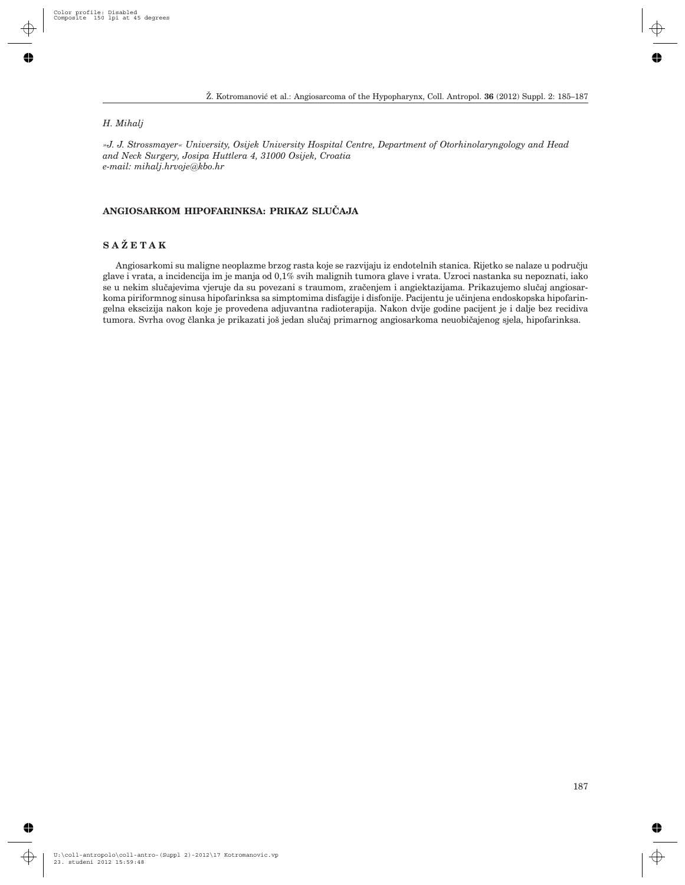*H. Mihalj*

*»J. J. Strossmayer« University, Osijek University Hospital Centre, Department of Otorhinolaryngology and Head and Neck Surgery, Josipa Huttlera 4, 31000 Osijek, Croatia*
*e-mail: mihalj.hrvoje@kbo.hr*

## ANGIOSARKOM HIPOFARINKSA: PRIKAZ SLUČAJA

### S A Ž E T A K

Angiosarkomi su maligne neoplazme brzog rasta koje se razvijaju iz endotelnih stanica. Rijetko se nalaze u području glave i vrata, a incidencija im je manja od 0,1% svih malignih tumora glave i vrata. Uzroci nastanka su nepoznati, iako se u nekim slučajevima vjeruje da su povezani s traumom, zračenjem i angiektazijama. Prikazujemo slučaj angiosarkoma piriformnog sinusa hipofarinksa sa simptomima disfagije i disfonije. Pacijentu je učinjena endoskopska hipofaringelna ekscizija nakon koje je provedena adjuvantna radioterapija. Nakon dvije godine pacijent je i dalje bez recidiva tumora. Svrha ovog članka je prikazati još jedan slučaj primarnog angiosarkoma neuobičajenog sjela, hipofarinksa.